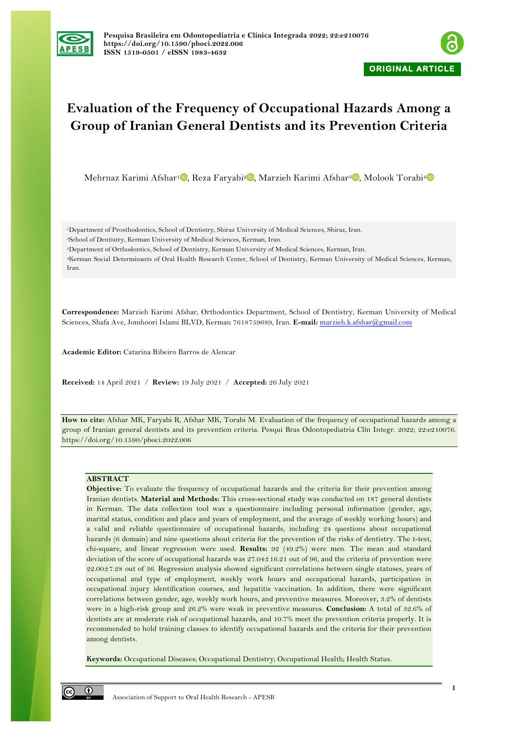ORIGINAL ARTICLE

# Evaluation of the Frequency of Occupational Hazards Among a Group of Iranian General Dentists and its Prevention Criteria

Mehrnaz Karimi Afshar[1], Reza Faryabi[2], Marzieh Karimi Afshar[3], Molook Torabi[4]

[1]Department of Prosthodontics, School of Dentistry, Shiraz University of Medical Sciences, Shiraz, Iran.
[2]School of Dentistry, Kerman University of Medical Sciences, Kerman, Iran.
[3]Department of Orthodontics, School of Dentistry, Kerman University of Medical Sciences, Kerman, Iran.
[4]Kerman Social Determinants of Oral Health Research Center, School of Dentistry, Kerman University of Medical Sciences, Kerman, Iran.

**Correspondence:** Marzieh Karimi Afshar, Orthodontics Department, School of Dentistry, Kerman University of Medical Sciences, Shafa Ave, Jomhoori Islami BLVD, Kerman 7618759689, Iran. **E-mail:** marzieh.k.afshar@gmail.com

**Academic Editor:** Catarina Ribeiro Barros de Alencar

**Received:** 14 April 2021 / **Review:** 19 July 2021 / **Accepted:** 26 July 2021

**How to cite:** Afshar MK, Faryabi R, Afshar MK, Torabi M. Evaluation of the frequency of occupational hazards among a group of Iranian general dentists and its prevention criteria. Pesqui Bras Odontopediatria Clín Integr. 2022; 22:e210076. https://doi.org/10.1590/pboci.2022.006

## ABSTRACT

**Objective:** To evaluate the frequency of occupational hazards and the criteria for their prevention among Iranian dentists. **Material and Methods:** This cross-sectional study was conducted on 187 general dentists in Kerman. The data collection tool was a questionnaire including personal information (gender, age, marital status, condition and place and years of employment, and the average of weekly working hours) and a valid and reliable questionnaire of occupational hazards, including 24 questions about occupational hazards (6 domain) and nine questions about criteria for the prevention of the risks of dentistry. The t-test, chi-square, and linear regression were used. **Results:** 92 (49.2%) were men. The mean and standard deviation of the score of occupational hazards was 27.04±16.21 out of 96, and the criteria of prevention were 22.00±7.28 out of 36. Regression analysis showed significant correlations between single statuses, years of occupational and type of employment, weekly work hours and occupational hazards, participation in occupational injury identification courses, and hepatitis vaccination. In addition, there were significant correlations between gender, age, weekly work hours, and preventive measures. Moreover, 3.2% of dentists were in a high-risk group and 26.2% were weak in preventive measures. **Conclusion:** A total of 32.6% of dentists are at moderate risk of occupational hazards, and 10.7% meet the prevention criteria properly. It is recommended to hold training classes to identify occupational hazards and the criteria for their prevention among dentists.

**Keywords:** Occupational Diseases; Occupational Dentistry; Occupational Health; Health Status.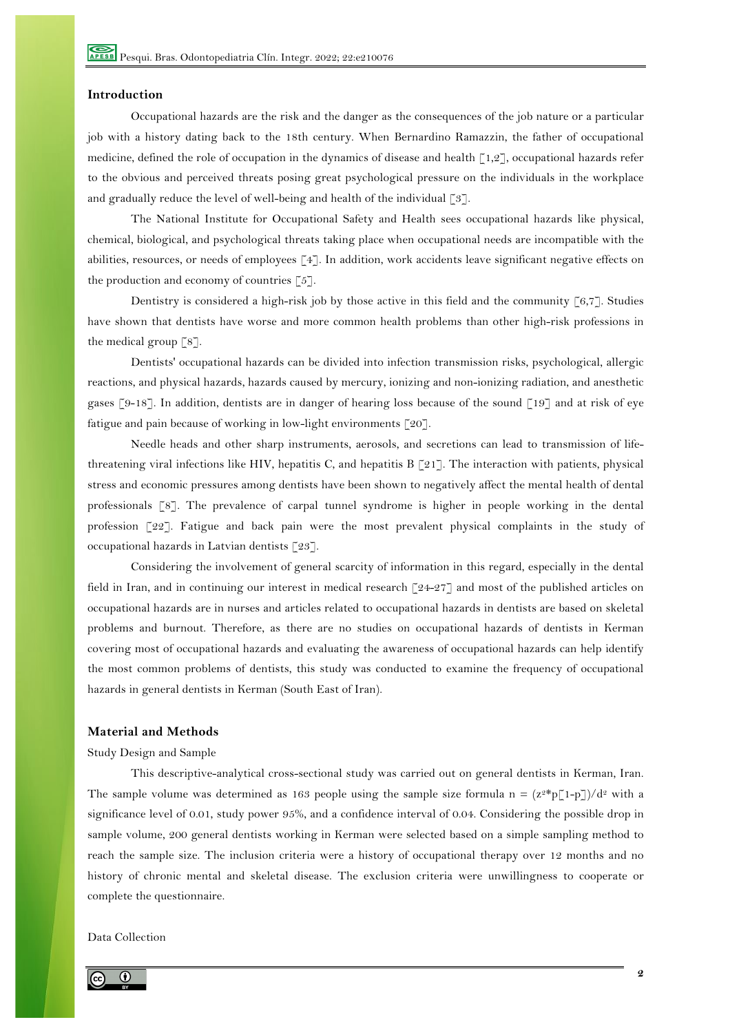## Introduction

Occupational hazards are the risk and the danger as the consequences of the job nature or a particular job with a history dating back to the 18th century. When Bernardino Ramazzin, the father of occupational medicine, defined the role of occupation in the dynamics of disease and health [1,2], occupational hazards refer to the obvious and perceived threats posing great psychological pressure on the individuals in the workplace and gradually reduce the level of well-being and health of the individual [3].

The National Institute for Occupational Safety and Health sees occupational hazards like physical, chemical, biological, and psychological threats taking place when occupational needs are incompatible with the abilities, resources, or needs of employees [4]. In addition, work accidents leave significant negative effects on the production and economy of countries [5].

Dentistry is considered a high-risk job by those active in this field and the community [6,7]. Studies have shown that dentists have worse and more common health problems than other high-risk professions in the medical group [8].

Dentists' occupational hazards can be divided into infection transmission risks, psychological, allergic reactions, and physical hazards, hazards caused by mercury, ionizing and non-ionizing radiation, and anesthetic gases [9-18]. In addition, dentists are in danger of hearing loss because of the sound [19] and at risk of eye fatigue and pain because of working in low-light environments [20].

Needle heads and other sharp instruments, aerosols, and secretions can lead to transmission of life-threatening viral infections like HIV, hepatitis C, and hepatitis B [21]. The interaction with patients, physical stress and economic pressures among dentists have been shown to negatively affect the mental health of dental professionals [8]. The prevalence of carpal tunnel syndrome is higher in people working in the dental profession [22]. Fatigue and back pain were the most prevalent physical complaints in the study of occupational hazards in Latvian dentists [23].

Considering the involvement of general scarcity of information in this regard, especially in the dental field in Iran, and in continuing our interest in medical research [24-27] and most of the published articles on occupational hazards are in nurses and articles related to occupational hazards in dentists are based on skeletal problems and burnout. Therefore, as there are no studies on occupational hazards of dentists in Kerman covering most of occupational hazards and evaluating the awareness of occupational hazards can help identify the most common problems of dentists, this study was conducted to examine the frequency of occupational hazards in general dentists in Kerman (South East of Iran).

## Material and Methods

### Study Design and Sample

This descriptive-analytical cross-sectional study was carried out on general dentists in Kerman, Iran. The sample volume was determined as 163 people using the sample size formula $n = (z^2 * p[1-p])/d^2$ with a significance level of 0.01, study power 95%, and a confidence interval of 0.04. Considering the possible drop in sample volume, 200 general dentists working in Kerman were selected based on a simple sampling method to reach the sample size. The inclusion criteria were a history of occupational therapy over 12 months and no history of chronic mental and skeletal disease. The exclusion criteria were unwillingness to cooperate or complete the questionnaire.

### Data Collection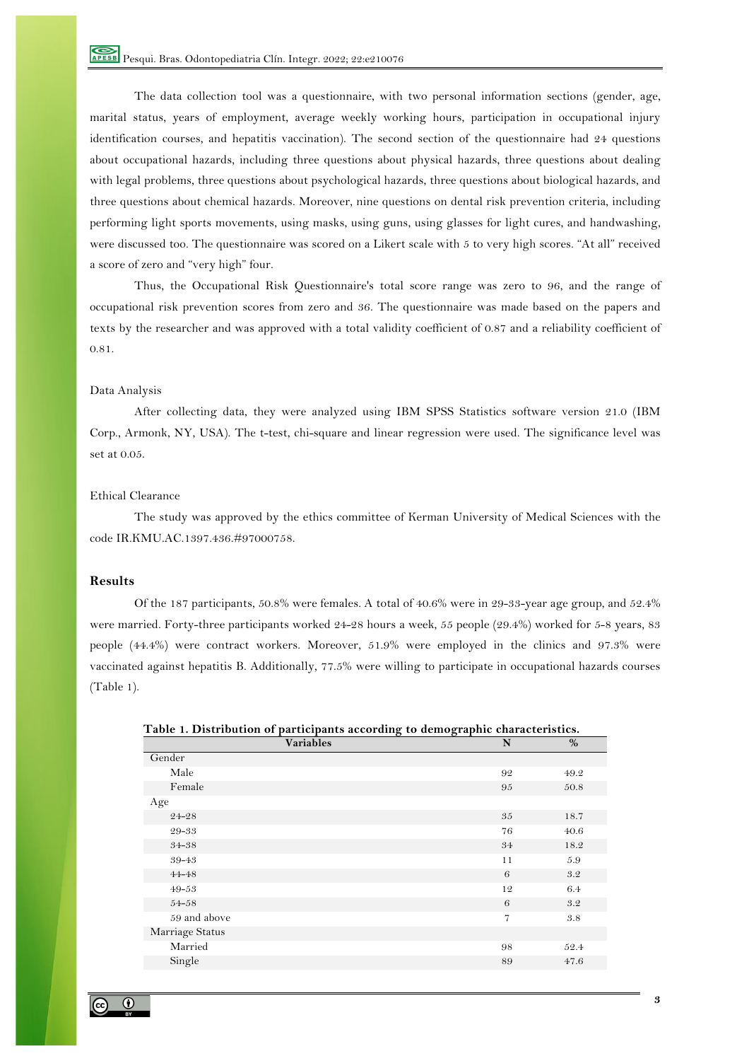The data collection tool was a questionnaire, with two personal information sections (gender, age, marital status, years of employment, average weekly working hours, participation in occupational injury identification courses, and hepatitis vaccination). The second section of the questionnaire had 24 questions about occupational hazards, including three questions about physical hazards, three questions about dealing with legal problems, three questions about psychological hazards, three questions about biological hazards, and three questions about chemical hazards. Moreover, nine questions on dental risk prevention criteria, including performing light sports movements, using masks, using guns, using glasses for light cures, and handwashing, were discussed too. The questionnaire was scored on a Likert scale with 5 to very high scores. "At all" received a score of zero and "very high" four.

Thus, the Occupational Risk Questionnaire's total score range was zero to 96, and the range of occupational risk prevention scores from zero and 36. The questionnaire was made based on the papers and texts by the researcher and was approved with a total validity coefficient of 0.87 and a reliability coefficient of 0.81.

### Data Analysis

After collecting data, they were analyzed using IBM SPSS Statistics software version 21.0 (IBM Corp., Armonk, NY, USA). The t-test, chi-square and linear regression were used. The significance level was set at 0.05.

### Ethical Clearance

The study was approved by the ethics committee of Kerman University of Medical Sciences with the code IR.KMU.AC.1397.436.#97000758.

## Results

Of the 187 participants, 50.8% were females. A total of 40.6% were in 29-33-year age group, and 52.4% were married. Forty-three participants worked 24-28 hours a week, 55 people (29.4%) worked for 5-8 years, 83 people (44.4%) were contract workers. Moreover, 51.9% were employed in the clinics and 97.3% were vaccinated against hepatitis B. Additionally, 77.5% were willing to participate in occupational hazards courses (Table 1).

**Table 1. Distribution of participants according to demographic characteristics.**

| Variables | N | % |
|---|---|---|
| Gender | | |
| Male | 92 | 49.2 |
| Female | 95 | 50.8 |
| Age | | |
| 24-28 | 35 | 18.7 |
| 29-33 | 76 | 40.6 |
| 34-38 | 34 | 18.2 |
| 39-43 | 11 | 5.9 |
| 44-48 | 6 | 3.2 |
| 49-53 | 12 | 6.4 |
| 54-58 | 6 | 3.2 |
| 59 and above | 7 | 3.8 |
| Marriage Status | | |
| Married | 98 | 52.4 |
| Single | 89 | 47.6 |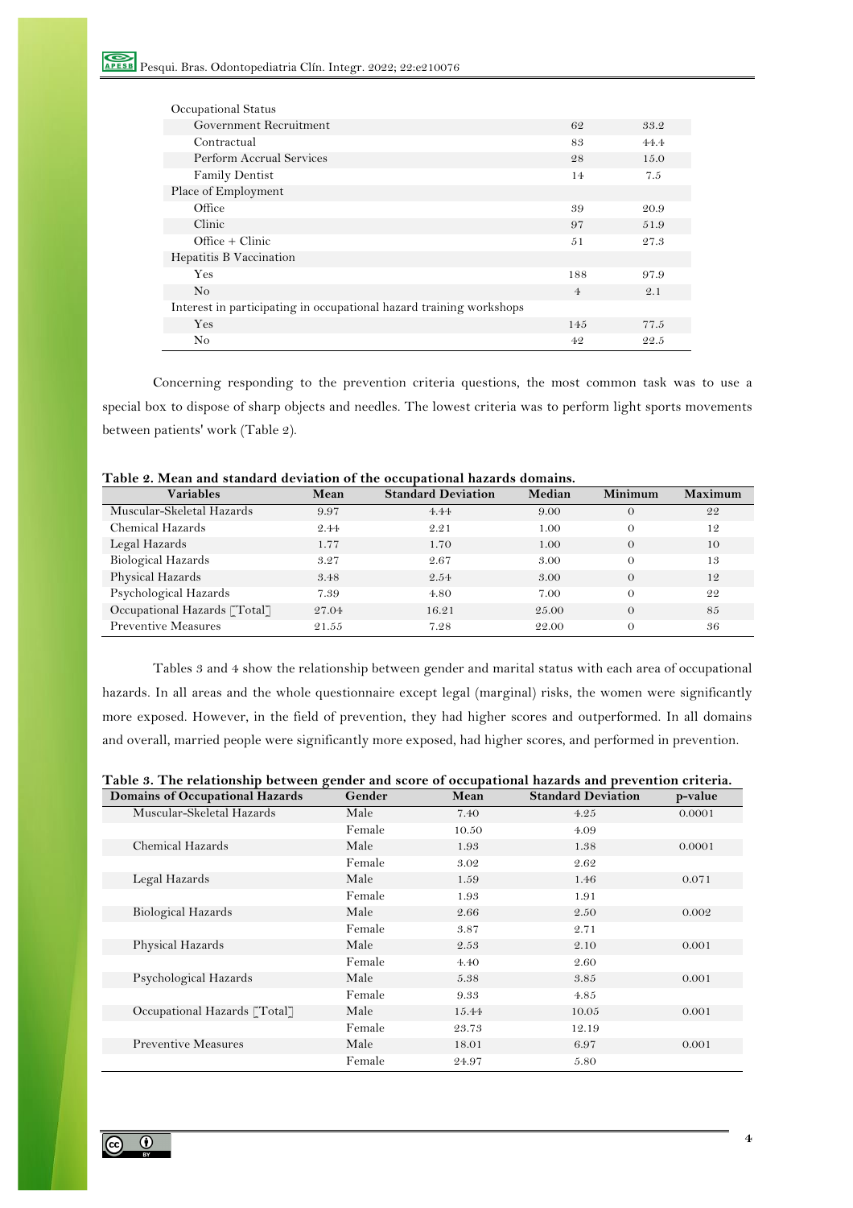| | | |
|---|---|---|
| Occupational Status | | |
| Government Recruitment | 62 | 33.2 |
| Contractual | 83 | 44.4 |
| Perform Accrual Services | 28 | 15.0 |
| Family Dentist | 14 | 7.5 |
| Place of Employment | | |
| Office | 39 | 20.9 |
| Clinic | 97 | 51.9 |
| Office + Clinic | 51 | 27.3 |
| Hepatitis B Vaccination | | |
| Yes | 188 | 97.9 |
| No | 4 | 2.1 |
| Interest in participating in occupational hazard training workshops | | |
| Yes | 145 | 77.5 |
| No | 42 | 22.5 |

Concerning responding to the prevention criteria questions, the most common task was to use a special box to dispose of sharp objects and needles. The lowest criteria was to perform light sports movements between patients' work (Table 2).

**Table 2. Mean and standard deviation of the occupational hazards domains.**

| Variables | Mean | Standard Deviation | Median | Minimum | Maximum |
|---|---|---|---|---|---|
| Muscular-Skeletal Hazards | 9.97 | 4.44 | 9.00 | 0 | 22 |
| Chemical Hazards | 2.44 | 2.21 | 1.00 | 0 | 12 |
| Legal Hazards | 1.77 | 1.70 | 1.00 | 0 | 10 |
| Biological Hazards | 3.27 | 2.67 | 3.00 | 0 | 13 |
| Physical Hazards | 3.48 | 2.54 | 3.00 | 0 | 12 |
| Psychological Hazards | 7.39 | 4.80 | 7.00 | 0 | 22 |
| Occupational Hazards [Total] | 27.04 | 16.21 | 25.00 | 0 | 85 |
| Preventive Measures | 21.55 | 7.28 | 22.00 | 0 | 36 |

Tables 3 and 4 show the relationship between gender and marital status with each area of occupational hazards. In all areas and the whole questionnaire except legal (marginal) risks, the women were significantly more exposed. However, in the field of prevention, they had higher scores and outperformed. In all domains and overall, married people were significantly more exposed, had higher scores, and performed in prevention.

**Table 3. The relationship between gender and score of occupational hazards and prevention criteria.**

| Domains of Occupational Hazards | Gender | Mean | Standard Deviation | p-value |
|---|---|---|---|---|
| Muscular-Skeletal Hazards | Male | 7.40 | 4.25 | 0.0001 |
| | Female | 10.50 | 4.09 | |
| Chemical Hazards | Male | 1.93 | 1.38 | 0.0001 |
| | Female | 3.02 | 2.62 | |
| Legal Hazards | Male | 1.59 | 1.46 | 0.071 |
| | Female | 1.93 | 1.91 | |
| Biological Hazards | Male | 2.66 | 2.50 | 0.002 |
| | Female | 3.87 | 2.71 | |
| Physical Hazards | Male | 2.53 | 2.10 | 0.001 |
| | Female | 4.40 | 2.60 | |
| Psychological Hazards | Male | 5.38 | 3.85 | 0.001 |
| | Female | 9.33 | 4.85 | |
| Occupational Hazards [Total] | Male | 15.44 | 10.05 | 0.001 |
| | Female | 23.73 | 12.19 | |
| Preventive Measures | Male | 18.01 | 6.97 | 0.001 |
| | Female | 24.97 | 5.80 | |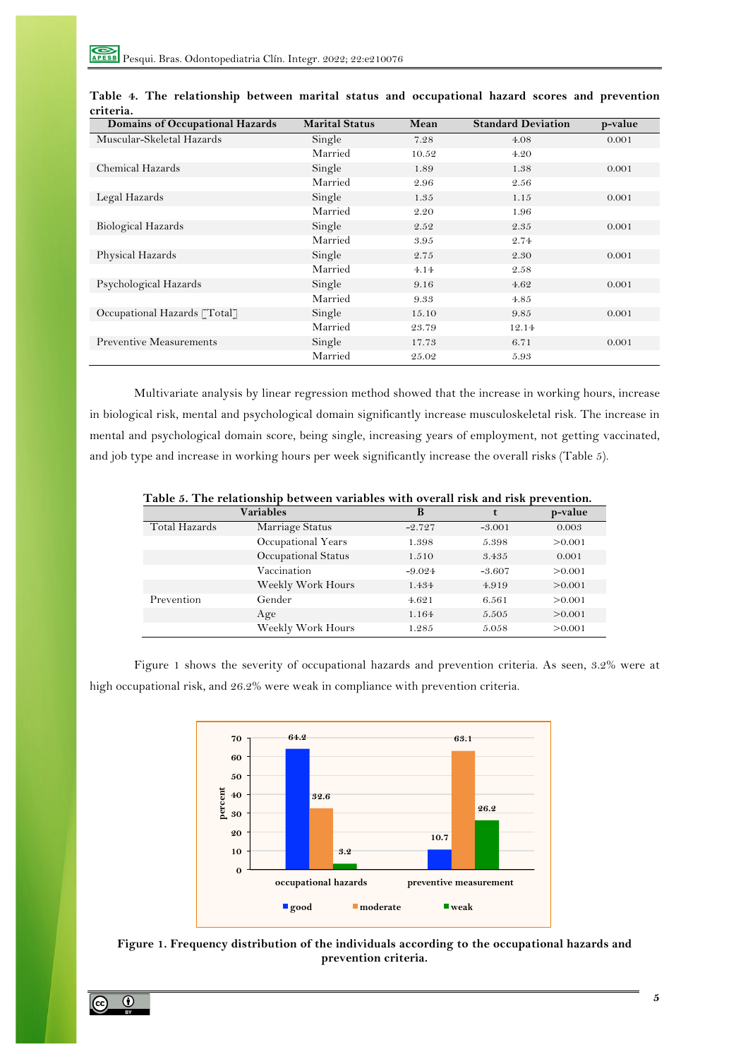**Table 4. The relationship between marital status and occupational hazard scores and prevention criteria.**

| Domains of Occupational Hazards | Marital Status | Mean | Standard Deviation | p-value |
|---|---|---|---|---|
| Muscular-Skeletal Hazards | Single | 7.28 | 4.08 | 0.001 |
| | Married | 10.52 | 4.20 | |
| Chemical Hazards | Single | 1.89 | 1.38 | 0.001 |
| | Married | 2.96 | 2.56 | |
| Legal Hazards | Single | 1.35 | 1.15 | 0.001 |
| | Married | 2.20 | 1.96 | |
| Biological Hazards | Single | 2.52 | 2.35 | 0.001 |
| | Married | 3.95 | 2.74 | |
| Physical Hazards | Single | 2.75 | 2.30 | 0.001 |
| | Married | 4.14 | 2.58 | |
| Psychological Hazards | Single | 9.16 | 4.62 | 0.001 |
| | Married | 9.33 | 4.85 | |
| Occupational Hazards [Total] | Single | 15.10 | 9.85 | 0.001 |
| | Married | 23.79 | 12.14 | |
| Preventive Measurements | Single | 17.73 | 6.71 | 0.001 |
| | Married | 25.02 | 5.93 | |

Multivariate analysis by linear regression method showed that the increase in working hours, increase in biological risk, mental and psychological domain significantly increase musculoskeletal risk. The increase in mental and psychological domain score, being single, increasing years of employment, not getting vaccinated, and job type and increase in working hours per week significantly increase the overall risks (Table 5).

**Table 5. The relationship between variables with overall risk and risk prevention.**

| Variables | | B | t | p-value |
|---|---|---|---|---|
| Total Hazards | Marriage Status | -2.727 | -3.001 | 0.003 |
| | Occupational Years | 1.398 | 5.398 | >0.001 |
| | Occupational Status | 1.510 | 3.435 | 0.001 |
| | Vaccination | -9.024 | -3.607 | >0.001 |
| | Weekly Work Hours | 1.434 | 4.919 | >0.001 |
| Prevention | Gender | 4.621 | 6.561 | >0.001 |
| | Age | 1.164 | 5.505 | >0.001 |
| | Weekly Work Hours | 1.285 | 5.058 | >0.001 |

Figure 1 shows the severity of occupational hazards and prevention criteria. As seen, 3.2% were at high occupational risk, and 26.2% were weak in compliance with prevention criteria.

| percent | good | moderate | weak |
|---|---|---|---|
| occupational hazards | 64.2 | 32.6 | 3.2 |
| preventive measurement | 10.7 | 63.1 | 26.2 |

**Figure 1. Frequency distribution of the individuals according to the occupational hazards and prevention criteria.**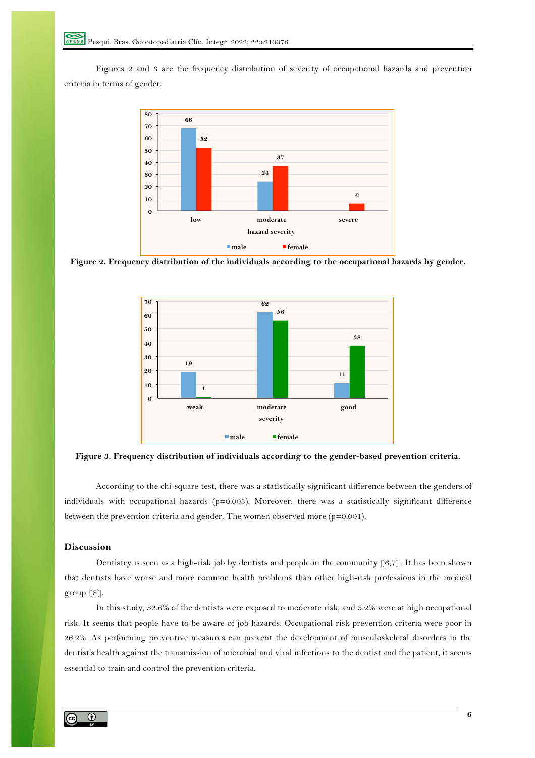Figures 2 and 3 are the frequency distribution of severity of occupational hazards and prevention criteria in terms of gender.

**Figure 2. Frequency distribution of the individuals according to the occupational hazards by gender.**

**Figure 3. Frequency distribution of individuals according to the gender-based prevention criteria.**

According to the chi-square test, there was a statistically significant difference between the genders of individuals with occupational hazards (p=0.003). Moreover, there was a statistically significant difference between the prevention criteria and gender. The women observed more (p=0.001).

## Discussion

Dentistry is seen as a high-risk job by dentists and people in the community [6,7]. It has been shown that dentists have worse and more common health problems than other high-risk professions in the medical group [8].

In this study, 32.6% of the dentists were exposed to moderate risk, and 3.2% were at high occupational risk. It seems that people have to be aware of job hazards. Occupational risk prevention criteria were poor in 26.2%. As performing preventive measures can prevent the development of musculoskeletal disorders in the dentist's health against the transmission of microbial and viral infections to the dentist and the patient, it seems essential to train and control the prevention criteria.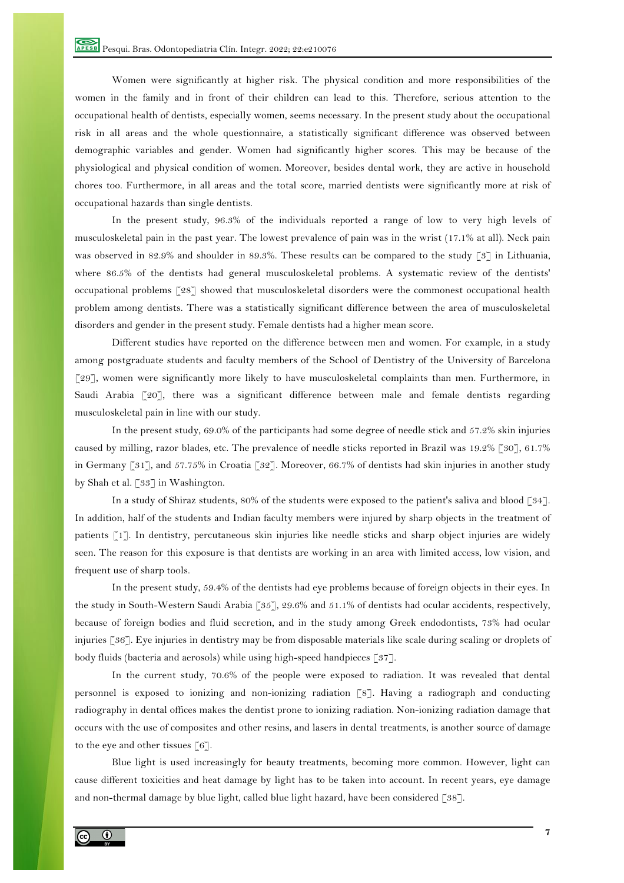Women were significantly at higher risk. The physical condition and more responsibilities of the women in the family and in front of their children can lead to this. Therefore, serious attention to the occupational health of dentists, especially women, seems necessary. In the present study about the occupational risk in all areas and the whole questionnaire, a statistically significant difference was observed between demographic variables and gender. Women had significantly higher scores. This may be because of the physiological and physical condition of women. Moreover, besides dental work, they are active in household chores too. Furthermore, in all areas and the total score, married dentists were significantly more at risk of occupational hazards than single dentists.

In the present study, 96.3% of the individuals reported a range of low to very high levels of musculoskeletal pain in the past year. The lowest prevalence of pain was in the wrist (17.1% at all). Neck pain was observed in 82.9% and shoulder in 89.3%. These results can be compared to the study [3] in Lithuania, where 86.5% of the dentists had general musculoskeletal problems. A systematic review of the dentists' occupational problems [28] showed that musculoskeletal disorders were the commonest occupational health problem among dentists. There was a statistically significant difference between the area of musculoskeletal disorders and gender in the present study. Female dentists had a higher mean score.

Different studies have reported on the difference between men and women. For example, in a study among postgraduate students and faculty members of the School of Dentistry of the University of Barcelona [29], women were significantly more likely to have musculoskeletal complaints than men. Furthermore, in Saudi Arabia [20], there was a significant difference between male and female dentists regarding musculoskeletal pain in line with our study.

In the present study, 69.0% of the participants had some degree of needle stick and 57.2% skin injuries caused by milling, razor blades, etc. The prevalence of needle sticks reported in Brazil was 19.2% [30], 61.7% in Germany [31], and 57.75% in Croatia [32]. Moreover, 66.7% of dentists had skin injuries in another study by Shah et al. [33] in Washington.

In a study of Shiraz students, 80% of the students were exposed to the patient's saliva and blood [34]. In addition, half of the students and Indian faculty members were injured by sharp objects in the treatment of patients [1]. In dentistry, percutaneous skin injuries like needle sticks and sharp object injuries are widely seen. The reason for this exposure is that dentists are working in an area with limited access, low vision, and frequent use of sharp tools.

In the present study, 59.4% of the dentists had eye problems because of foreign objects in their eyes. In the study in South-Western Saudi Arabia [35], 29.6% and 51.1% of dentists had ocular accidents, respectively, because of foreign bodies and fluid secretion, and in the study among Greek endodontists, 73% had ocular injuries [36]. Eye injuries in dentistry may be from disposable materials like scale during scaling or droplets of body fluids (bacteria and aerosols) while using high-speed handpieces [37].

In the current study, 70.6% of the people were exposed to radiation. It was revealed that dental personnel is exposed to ionizing and non-ionizing radiation [8]. Having a radiograph and conducting radiography in dental offices makes the dentist prone to ionizing radiation. Non-ionizing radiation damage that occurs with the use of composites and other resins, and lasers in dental treatments, is another source of damage to the eye and other tissues [6].

Blue light is used increasingly for beauty treatments, becoming more common. However, light can cause different toxicities and heat damage by light has to be taken into account. In recent years, eye damage and non-thermal damage by blue light, called blue light hazard, have been considered [38].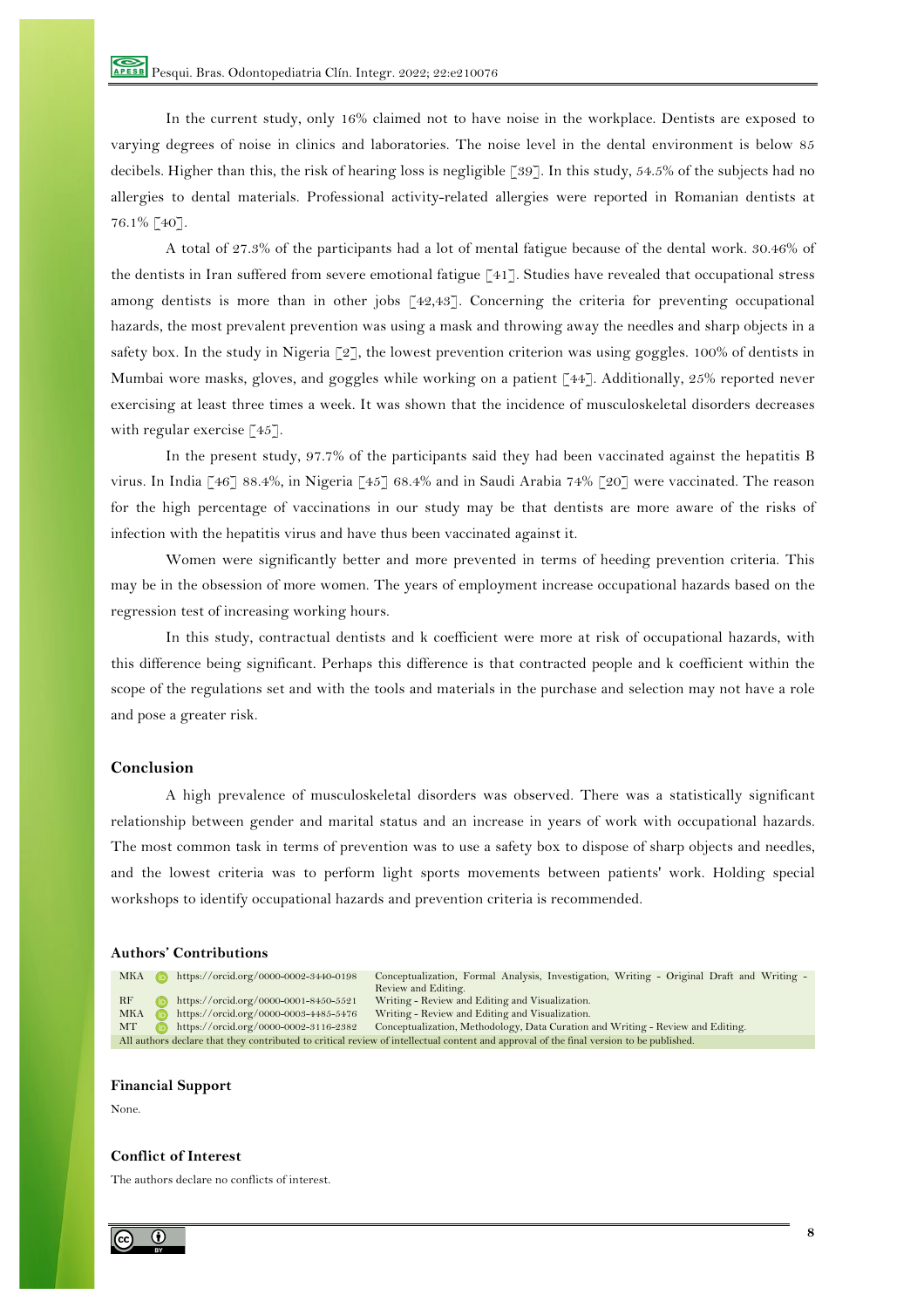In the current study, only 16% claimed not to have noise in the workplace. Dentists are exposed to varying degrees of noise in clinics and laboratories. The noise level in the dental environment is below 85 decibels. Higher than this, the risk of hearing loss is negligible [39]. In this study, 54.5% of the subjects had no allergies to dental materials. Professional activity-related allergies were reported in Romanian dentists at 76.1% [40].

A total of 27.3% of the participants had a lot of mental fatigue because of the dental work. 30.46% of the dentists in Iran suffered from severe emotional fatigue [41]. Studies have revealed that occupational stress among dentists is more than in other jobs [42,43]. Concerning the criteria for preventing occupational hazards, the most prevalent prevention was using a mask and throwing away the needles and sharp objects in a safety box. In the study in Nigeria [2], the lowest prevention criterion was using goggles. 100% of dentists in Mumbai wore masks, gloves, and goggles while working on a patient [44]. Additionally, 25% reported never exercising at least three times a week. It was shown that the incidence of musculoskeletal disorders decreases with regular exercise [45].

In the present study, 97.7% of the participants said they had been vaccinated against the hepatitis B virus. In India [46] 88.4%, in Nigeria [45] 68.4% and in Saudi Arabia 74% [20] were vaccinated. The reason for the high percentage of vaccinations in our study may be that dentists are more aware of the risks of infection with the hepatitis virus and have thus been vaccinated against it.

Women were significantly better and more prevented in terms of heeding prevention criteria. This may be in the obsession of more women. The years of employment increase occupational hazards based on the regression test of increasing working hours.

In this study, contractual dentists and k coefficient were more at risk of occupational hazards, with this difference being significant. Perhaps this difference is that contracted people and k coefficient within the scope of the regulations set and with the tools and materials in the purchase and selection may not have a role and pose a greater risk.

## Conclusion

A high prevalence of musculoskeletal disorders was observed. There was a statistically significant relationship between gender and marital status and an increase in years of work with occupational hazards. The most common task in terms of prevention was to use a safety box to dispose of sharp objects and needles, and the lowest criteria was to perform light sports movements between patients' work. Holding special workshops to identify occupational hazards and prevention criteria is recommended.

## Authors' Contributions

| | | |
|---|---|---|
| MKA | https://orcid.org/0000-0002-3440-0198 | Conceptualization, Formal Analysis, Investigation, Writing - Original Draft and Writing - Review and Editing. |
| RF | https://orcid.org/0000-0001-8450-5521 | Writing - Review and Editing and Visualization. |
| MKA | https://orcid.org/0000-0003-4485-5476 | Writing - Review and Editing and Visualization. |
| MT | https://orcid.org/0000-0002-3116-2382 | Conceptualization, Methodology, Data Curation and Writing - Review and Editing. |

All authors declare that they contributed to critical review of intellectual content and approval of the final version to be published.

## Financial Support

None.

## Conflict of Interest

The authors declare no conflicts of interest.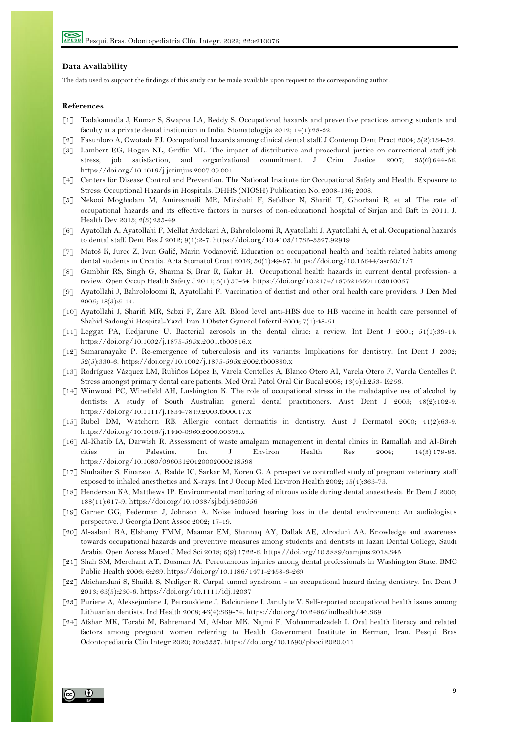## Data Availability

The data used to support the findings of this study can be made available upon request to the corresponding author.

## References

[1] Tadakamadla J, Kumar S, Swapna LA, Reddy S. Occupational hazards and preventive practices among students and faculty at a private dental institution in India. Stomatologija 2012; 14(1):28-32.

[2] Fasunloro A, Owotade FJ. Occupational hazards among clinical dental staff. J Contemp Dent Pract 2004; 5(2):134-52.

[3] Lambert EG, Hogan NL, Griffin ML. The impact of distributive and procedural justice on correctional staff job stress, job satisfaction, and organizational commitment. J Crim Justice 2007; 35(6):644-56. https://doi.org/10.1016/j.jcrimjus.2007.09.001

[4] Centers for Disease Control and Prevention. The National Institute for Occupational Safety and Health. Exposure to Stress: Occuptional Hazards in Hospitals. DHHS (NIOSH) Publication No. 2008-136; 2008.

[5] Nekooi Moghadam M, Amiresmaili MR, Mirshahi F, Sefidbor N, Sharifi T, Ghorbani R, et al. The rate of occupational hazards and its effective factors in nurses of non-educational hospital of Sirjan and Baft in 2011. J. Health Dev 2013; 2(3):235-49.

[6] Ayatollah A, Ayatollahi F, Mellat Ardekani A, Bahrololoomi R, Ayatollahi J, Ayatollahi A, et al. Occupational hazards to dental staff. Dent Res J 2012; 9(1):2-7. https://doi.org/10.4103/1735-3327.92919

[7] Matoš K, Jurec Z, Ivan Galić, Marin Vodanović. Education on occupational health and health related habits among dental students in Croatia. Acta Stomatol Croat 2016; 50(1):49-57. https://doi.org/10.15644/asc50/1/7

[8] Gambhir RS, Singh G, Sharma S, Brar R, Kakar H. Occupational health hazards in current dental profession- a review. Open Occup Health Safety J 2011; 3(1):57-64. https://doi.org/10.2174/1876216601103010057

[9] Ayatollahi J, Bahrololoomi R, Ayatollahi F. Vaccination of dentist and other oral health care providers. J Den Med 2005; 18(3):5-14.

[10] Ayatollahi J, Sharifi MR, Sabzi F, Zare AR. Blood level anti-HBS due to HB vaccine in health care personnel of Shahid Sadoughi Hospital-Yazd. Iran J Obstet Gynecol Infertil 2004; 7(1):48-51.

[11] Leggat PA, Kedjarune U. Bacterial aerosols in the dental clinic: a review. Int Dent J 2001; 51(1):39-44. https://doi.org/10.1002/j.1875-595x.2001.tb00816.x

[12] Samaranayake P. Re-emergence of tuberculosis and its variants: Implications for dentistry. Int Dent J 2002; 52(5):330-6. https://doi.org/10.1002/j.1875-595x.2002.tb00880.x

[13] Rodríguez Vázquez LM, Rubiños López E, Varela Centelles A, Blanco Otero AI, Varela Otero F, Varela Centelles P. Stress amongst primary dental care patients. Med Oral Patol Oral Cir Bucal 2008; 13(4):E253- E256.

[14] Winwood PC, Winefield AH, Lushington K. The role of occupational stress in the maladaptive use of alcohol by dentists: A study of South Australian general dental practitioners. Aust Dent J 2003; 48(2):102-9. https://doi.org/10.1111/j.1834-7819.2003.tb00017.x

[15] Rubel DM, Watchorn RB. Allergic contact dermatitis in dentistry. Aust J Dermatol 2000; 41(2):63-9. https://doi.org/10.1046/j.1440-0960.2000.00398.x

[16] Al-Khatib IA, Darwish R. Assessment of waste amalgam management in dental clinics in Ramallah and Al-Bireh cities in Palestine. Int J Environ Health Res 2004; 14(3):179-83. https://doi.org/10.1080/0960312042000209598

[17] Shuhaiber S, Einarson A, Radde IC, Sarkar M, Koren G. A prospective controlled study of pregnant veterinary staff exposed to inhaled anesthetics and X-rays. Int J Occup Med Environ Health 2002; 15(4):363-73.

[18] Henderson KA, Matthews IP. Environmental monitoring of nitrous oxide during dental anaesthesia. Br Dent J 2000; 188(11):617-9. https://doi.org/10.1038/sj.bdj.4800556

[19] Garner GG, Federman J, Johnson A. Noise induced hearing loss in the dental environment: An audiologist's perspective. J Georgia Dent Assoc 2002; 17-19.

[20] Al-aslami RA, Elshamy FMM, Maamar EM, Shannaq AY, Dallak AE, Alroduni AA. Knowledge and awareness towards occupational hazards and preventive measures among students and dentists in Jazan Dental College, Saudi Arabia. Open Access Maced J Med Sci 2018; 6(9):1722-6. https://doi.org/10.3889/oamjms.2018.345

[21] Shah SM, Merchant AT, Dosman JA. Percutaneous injuries among dental professionals in Washington State. BMC Public Health 2006; 6:269. https://doi.org/10.1186/1471-2458-6-269

[22] Abichandani S, Shaikh S, Nadiger R. Carpal tunnel syndrome - an occupational hazard facing dentistry. Int Dent J 2013; 63(5):230-6. https://doi.org/10.1111/idj.12037

[23] Puriene A, Aleksejuniene J, Petrauskiene J, Balciuniene I, Janulyte V. Self-reported occupational health issues among Lithuanian dentists. Ind Health 2008; 46(4):369-74. https://doi.org/10.2486/indhealth.46.369

[24] Afshar MK, Torabi M, Bahremand M, Afshar MK, Najmi F, Mohammadzadeh I. Oral health literacy and related factors among pregnant women referring to Health Government Institute in Kerman, Iran. Pesqui Bras Odontopediatria Clín Integr 2020; 20:e5337. https://doi.org/10.1590/pboci.2020.011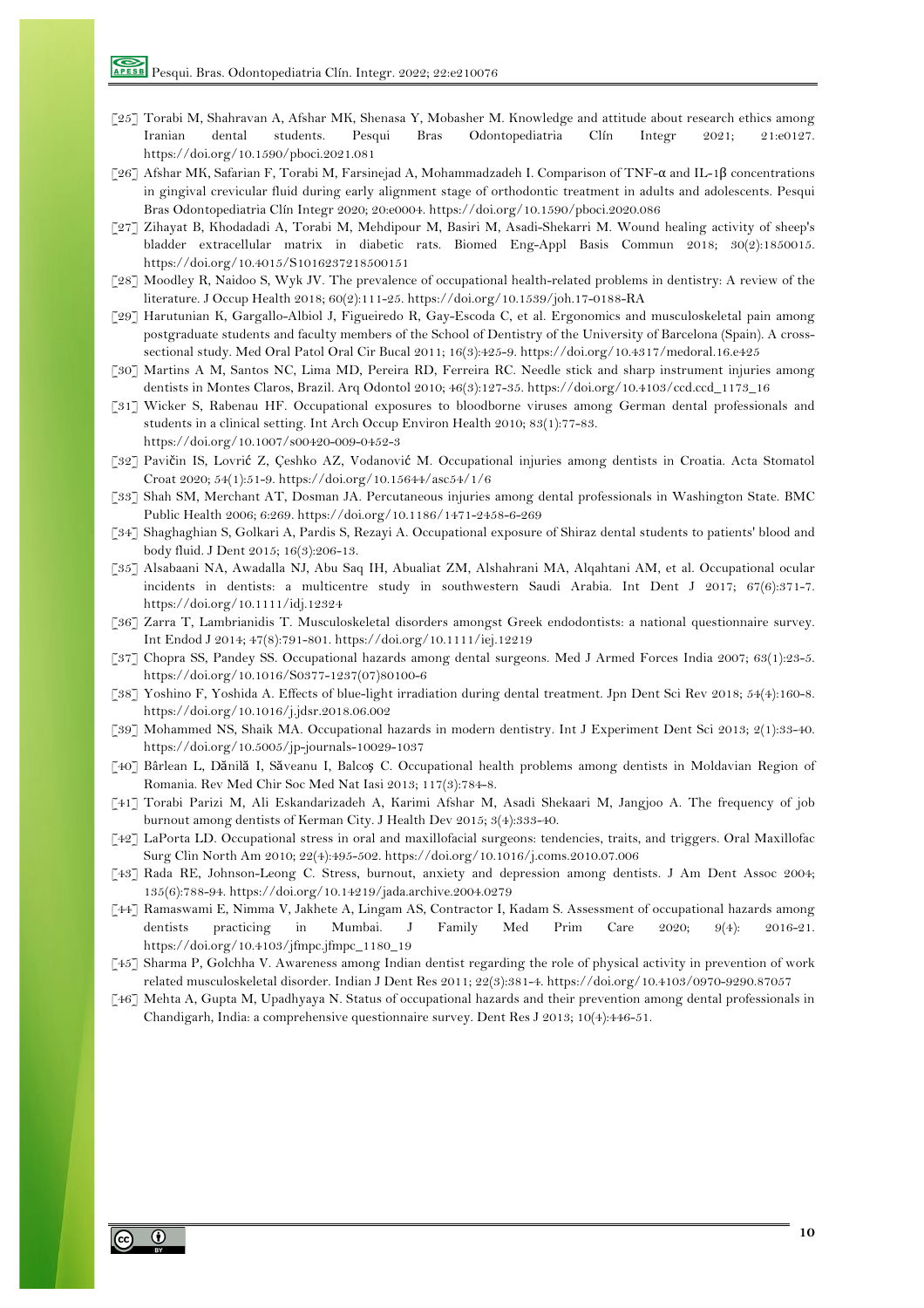[25] Torabi M, Shahravan A, Afshar MK, Shenasa Y, Mobasher M. Knowledge and attitude about research ethics among Iranian dental students. Pesqui Bras Odontopediatria Clín Integr 2021; 21:e0127. https://doi.org/10.1590/pboci.2021.081

[26] Afshar MK, Safarian F, Torabi M, Farsinejad A, Mohammadzadeh I. Comparison of TNF-α and IL-1β concentrations in gingival crevicular fluid during early alignment stage of orthodontic treatment in adults and adolescents. Pesqui Bras Odontopediatria Clín Integr 2020; 20:e0004. https://doi.org/10.1590/pboci.2020.086

[27] Zihayat B, Khodadadi A, Torabi M, Mehdipour M, Basiri M, Asadi-Shekarri M. Wound healing activity of sheep's bladder extracellular matrix in diabetic rats. Biomed Eng-Appl Basis Commun 2018; 30(2):1850015. https://doi.org/10.4015/S1016237218500151

[28] Moodley R, Naidoo S, Wyk JV. The prevalence of occupational health-related problems in dentistry: A review of the literature. J Occup Health 2018; 60(2):111-25. https://doi.org/10.1539/joh.17-0188-RA

[29] Harutunian K, Gargallo-Albiol J, Figueiredo R, Gay-Escoda C, et al. Ergonomics and musculoskeletal pain among postgraduate students and faculty members of the School of Dentistry of the University of Barcelona (Spain). A cross-sectional study. Med Oral Patol Oral Cir Bucal 2011; 16(3):425-9. https://doi.org/10.4317/medoral.16.e425

[30] Martins A M, Santos NC, Lima MD, Pereira RD, Ferreira RC. Needle stick and sharp instrument injuries among dentists in Montes Claros, Brazil. Arq Odontol 2010; 46(3):127-35. https://doi.org/10.4103/ccd.ccd_1173_16

[31] Wicker S, Rabenau HF. Occupational exposures to bloodborne viruses among German dental professionals and students in a clinical setting. Int Arch Occup Environ Health 2010; 83(1):77-83. https://doi.org/10.1007/s00420-009-0452-3

[32] Pavičin IS, Lovrić Z, Çeshko AZ, Vodanović M. Occupational injuries among dentists in Croatia. Acta Stomatol Croat 2020; 54(1):51-9. https://doi.org/10.15644/asc54/1/6

[33] Shah SM, Merchant AT, Dosman JA. Percutaneous injuries among dental professionals in Washington State. BMC Public Health 2006; 6:269. https://doi.org/10.1186/1471-2458-6-269

[34] Shaghaghian S, Golkari A, Pardis S, Rezayi A. Occupational exposure of Shiraz dental students to patients' blood and body fluid. J Dent 2015; 16(3):206-13.

[35] Alsabaani NA, Awadalla NJ, Abu Saq IH, Abualiat ZM, Alshahrani MA, Alqahtani AM, et al. Occupational ocular incidents in dentists: a multicentre study in southwestern Saudi Arabia. Int Dent J 2017; 67(6):371-7. https://doi.org/10.1111/idj.12324

[36] Zarra T, Lambrianidis T. Musculoskeletal disorders amongst Greek endodontists: a national questionnaire survey. Int Endod J 2014; 47(8):791-801. https://doi.org/10.1111/iej.12219

[37] Chopra SS, Pandey SS. Occupational hazards among dental surgeons. Med J Armed Forces India 2007; 63(1):23-5. https://doi.org/10.1016/S0377-1237(07)80100-6

[38] Yoshino F, Yoshida A. Effects of blue-light irradiation during dental treatment. Jpn Dent Sci Rev 2018; 54(4):160-8. https://doi.org/10.1016/j.jdsr.2018.06.002

[39] Mohammed NS, Shaik MA. Occupational hazards in modern dentistry. Int J Experiment Dent Sci 2013; 2(1):33-40. https://doi.org/10.5005/jp-journals-10029-1037

[40] Bârlean L, Dănilă I, Săveanu I, Balcoş C. Occupational health problems among dentists in Moldavian Region of Romania. Rev Med Chir Soc Med Nat Iasi 2013; 117(3):784-8.

[41] Torabi Parizi M, Ali Eskandarizadeh A, Karimi Afshar M, Asadi Shekaari M, Jangjoo A. The frequency of job burnout among dentists of Kerman City. J Health Dev 2015; 3(4):333-40.

[42] LaPorta LD. Occupational stress in oral and maxillofacial surgeons: tendencies, traits, and triggers. Oral Maxillofac Surg Clin North Am 2010; 22(4):495-502. https://doi.org/10.1016/j.coms.2010.07.006

[43] Rada RE, Johnson-Leong C. Stress, burnout, anxiety and depression among dentists. J Am Dent Assoc 2004; 135(6):788-94. https://doi.org/10.14219/jada.archive.2004.0279

[44] Ramaswami E, Nimma V, Jakhete A, Lingam AS, Contractor I, Kadam S. Assessment of occupational hazards among dentists practicing in Mumbai. J Family Med Prim Care 2020; 9(4): 2016-21. https://doi.org/10.4103/jfmpc.jfmpc_1180_19

[45] Sharma P, Golchha V. Awareness among Indian dentist regarding the role of physical activity in prevention of work related musculoskeletal disorder. Indian J Dent Res 2011; 22(3):381-4. https://doi.org/10.4103/0970-9290.87057

[46] Mehta A, Gupta M, Upadhyaya N. Status of occupational hazards and their prevention among dental professionals in Chandigarh, India: a comprehensive questionnaire survey. Dent Res J 2013; 10(4):446-51.